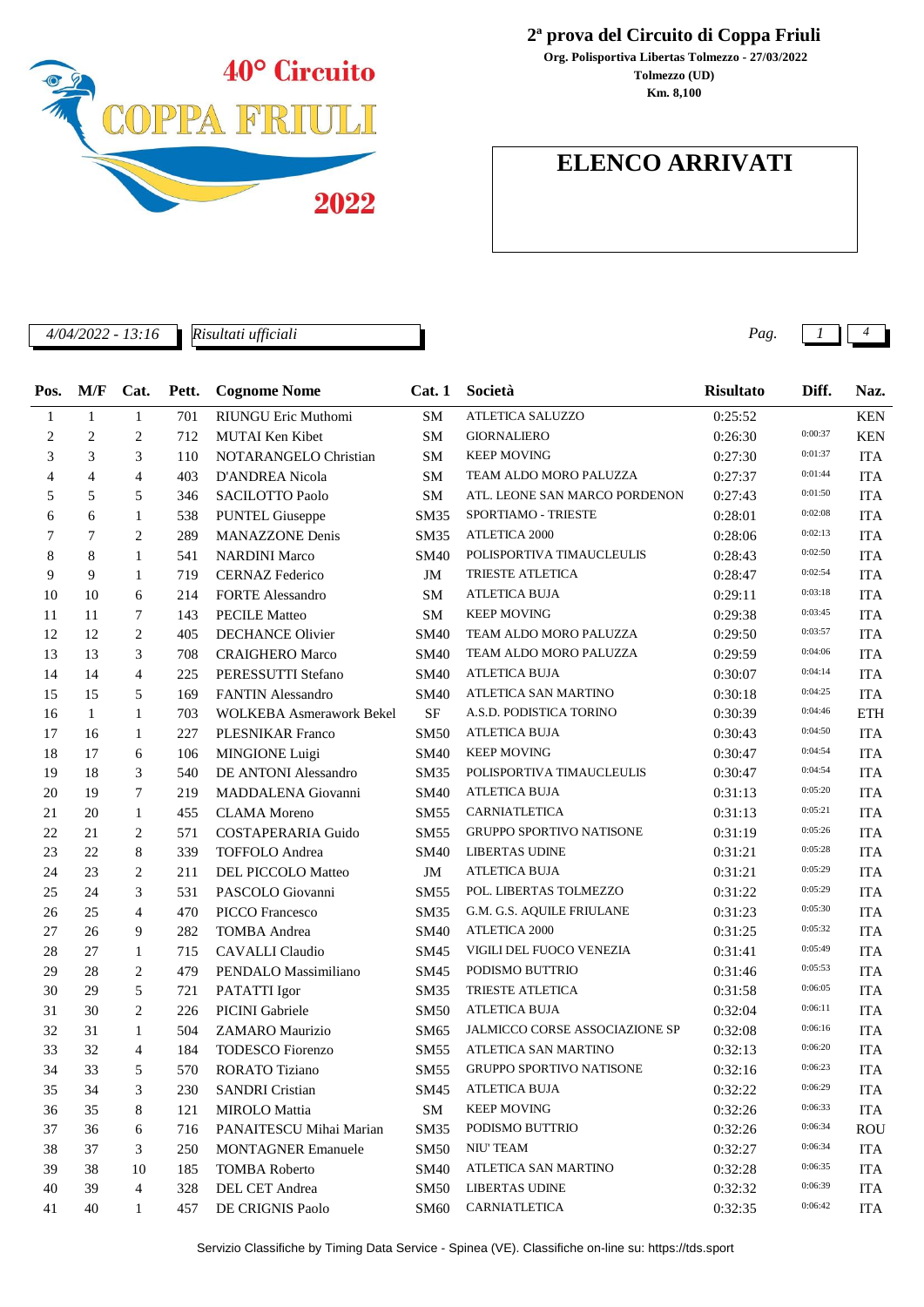40° Circuito COPPA FRIULI 2022

## 2ª prova del Circuito di Coppa Friuli

**Org. Polisportiva Libertas Tolmezzo - 27/03/2022**
**Tolmezzo (UD)**
**Km. 8,100**

# ELENCO ARRIVATI

*4/04/2022 - 13:16* *Risultati ufficiali*

| Pos. | M/F | Cat. | Pett. | Cognome Nome | Cat. 1 | Società | Risultato | Diff. | Naz. |
|---|---|---|---|---|---|---|---|---|---|
| 1 | 1 | 1 | 701 | RIUNGU Eric Muthomi | SM | ATLETICA SALUZZO | 0:25:52 | | KEN |
| 2 | 2 | 2 | 712 | MUTAI Ken Kibet | SM | GIORNALIERO | 0:26:30 | 0:00:37 | KEN |
| 3 | 3 | 3 | 110 | NOTARANGELO Christian | SM | KEEP MOVING | 0:27:30 | 0:01:37 | ITA |
| 4 | 4 | 4 | 403 | D'ANDREA Nicola | SM | TEAM ALDO MORO PALUZZA | 0:27:37 | 0:01:44 | ITA |
| 5 | 5 | 5 | 346 | SACILOTTO Paolo | SM | ATL. LEONE SAN MARCO PORDENON | 0:27:43 | 0:01:50 | ITA |
| 6 | 6 | 1 | 538 | PUNTEL Giuseppe | SM35 | SPORTIAMO - TRIESTE | 0:28:01 | 0:02:08 | ITA |
| 7 | 7 | 2 | 289 | MANAZZONE Denis | SM35 | ATLETICA 2000 | 0:28:06 | 0:02:13 | ITA |
| 8 | 8 | 1 | 541 | NARDINI Marco | SM40 | POLISPORTIVA TIMAUCLEULIS | 0:28:43 | 0:02:50 | ITA |
| 9 | 9 | 1 | 719 | CERNAZ Federico | JM | TRIESTE ATLETICA | 0:28:47 | 0:02:54 | ITA |
| 10 | 10 | 6 | 214 | FORTE Alessandro | SM | ATLETICA BUJA | 0:29:11 | 0:03:18 | ITA |
| 11 | 11 | 7 | 143 | PECILE Matteo | SM | KEEP MOVING | 0:29:38 | 0:03:45 | ITA |
| 12 | 12 | 2 | 405 | DECHANCE Olivier | SM40 | TEAM ALDO MORO PALUZZA | 0:29:50 | 0:03:57 | ITA |
| 13 | 13 | 3 | 708 | CRAIGHERO Marco | SM40 | TEAM ALDO MORO PALUZZA | 0:29:59 | 0:04:06 | ITA |
| 14 | 14 | 4 | 225 | PERESSUTTI Stefano | SM40 | ATLETICA BUJA | 0:30:07 | 0:04:14 | ITA |
| 15 | 15 | 5 | 169 | FANTIN Alessandro | SM40 | ATLETICA SAN MARTINO | 0:30:18 | 0:04:25 | ITA |
| 16 | 1 | 1 | 703 | WOLKEBA Asmerawork Bekel | SF | A.S.D. PODISTICA TORINO | 0:30:39 | 0:04:46 | ETH |
| 17 | 16 | 1 | 227 | PLESNIKAR Franco | SM50 | ATLETICA BUJA | 0:30:43 | 0:04:50 | ITA |
| 18 | 17 | 6 | 106 | MINGIONE Luigi | SM40 | KEEP MOVING | 0:30:47 | 0:04:54 | ITA |
| 19 | 18 | 3 | 540 | DE ANTONI Alessandro | SM35 | POLISPORTIVA TIMAUCLEULIS | 0:30:47 | 0:04:54 | ITA |
| 20 | 19 | 7 | 219 | MADDALENA Giovanni | SM40 | ATLETICA BUJA | 0:31:13 | 0:05:20 | ITA |
| 21 | 20 | 1 | 455 | CLAMA Moreno | SM55 | CARNIATLETICA | 0:31:13 | 0:05:21 | ITA |
| 22 | 21 | 2 | 571 | COSTAPERARIA Guido | SM55 | GRUPPO SPORTIVO NATISONE | 0:31:19 | 0:05:26 | ITA |
| 23 | 22 | 8 | 339 | TOFFOLO Andrea | SM40 | LIBERTAS UDINE | 0:31:21 | 0:05:28 | ITA |
| 24 | 23 | 2 | 211 | DEL PICCOLO Matteo | JM | ATLETICA BUJA | 0:31:21 | 0:05:29 | ITA |
| 25 | 24 | 3 | 531 | PASCOLO Giovanni | SM55 | POL. LIBERTAS TOLMEZZO | 0:31:22 | 0:05:29 | ITA |
| 26 | 25 | 4 | 470 | PICCO Francesco | SM35 | G.M. G.S. AQUILE FRIULANE | 0:31:23 | 0:05:30 | ITA |
| 27 | 26 | 9 | 282 | TOMBA Andrea | SM40 | ATLETICA 2000 | 0:31:25 | 0:05:32 | ITA |
| 28 | 27 | 1 | 715 | CAVALLI Claudio | SM45 | VIGILI DEL FUOCO VENEZIA | 0:31:41 | 0:05:49 | ITA |
| 29 | 28 | 2 | 479 | PENDALO Massimiliano | SM45 | PODISMO BUTTRIO | 0:31:46 | 0:05:53 | ITA |
| 30 | 29 | 5 | 721 | PATATTI Igor | SM35 | TRIESTE ATLETICA | 0:31:58 | 0:06:05 | ITA |
| 31 | 30 | 2 | 226 | PICINI Gabriele | SM50 | ATLETICA BUJA | 0:32:04 | 0:06:11 | ITA |
| 32 | 31 | 1 | 504 | ZAMARO Maurizio | SM65 | JALMICCO CORSE ASSOCIAZIONE SP | 0:32:08 | 0:06:16 | ITA |
| 33 | 32 | 4 | 184 | TODESCO Fiorenzo | SM55 | ATLETICA SAN MARTINO | 0:32:13 | 0:06:20 | ITA |
| 34 | 33 | 5 | 570 | RORATO Tiziano | SM55 | GRUPPO SPORTIVO NATISONE | 0:32:16 | 0:06:23 | ITA |
| 35 | 34 | 3 | 230 | SANDRI Cristian | SM45 | ATLETICA BUJA | 0:32:22 | 0:06:29 | ITA |
| 36 | 35 | 8 | 121 | MIROLO Mattia | SM | KEEP MOVING | 0:32:26 | 0:06:33 | ITA |
| 37 | 36 | 6 | 716 | PANAITESCU Mihai Marian | SM35 | PODISMO BUTTRIO | 0:32:26 | 0:06:34 | ROU |
| 38 | 37 | 3 | 250 | MONTAGNER Emanuele | SM50 | NIU' TEAM | 0:32:27 | 0:06:34 | ITA |
| 39 | 38 | 10 | 185 | TOMBA Roberto | SM40 | ATLETICA SAN MARTINO | 0:32:28 | 0:06:35 | ITA |
| 40 | 39 | 4 | 328 | DEL CET Andrea | SM50 | LIBERTAS UDINE | 0:32:32 | 0:06:39 | ITA |
| 41 | 40 | 1 | 457 | DE CRIGNIS Paolo | SM60 | CARNIATLETICA | 0:32:35 | 0:06:42 | ITA |

Servizio Classifiche by Timing Data Service - Spinea (VE). Classifiche on-line su: https://tds.sport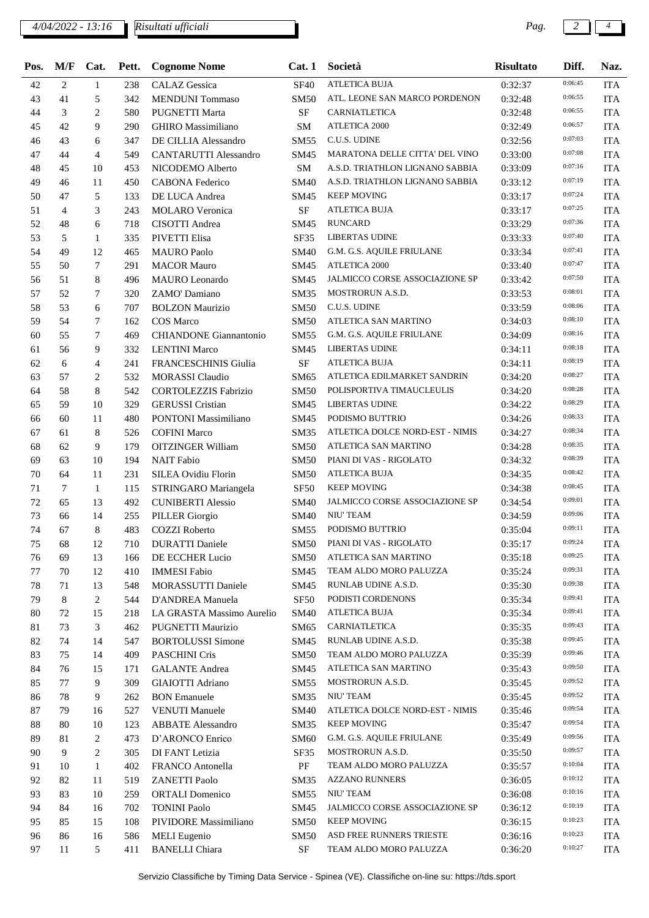| Pos. | M/F | Cat. | Pett. | Cognome Nome | Cat. 1 | Società | Risultato | Diff. | Naz. |
|---|---|---|---|---|---|---|---|---|---|
| 42 | 2 | 1 | 238 | CALAZ Gessica | SF40 | ATLETICA BUJA | 0:32:37 | 0:06:45 | ITA |
| 43 | 41 | 5 | 342 | MENDUNI Tommaso | SM50 | ATL. LEONE SAN MARCO PORDENON | 0:32:48 | 0:06:55 | ITA |
| 44 | 3 | 2 | 580 | PUGNETTI Marta | SF | CARNIATLETICA | 0:32:48 | 0:06:55 | ITA |
| 45 | 42 | 9 | 290 | GHIRO Massimiliano | SM | ATLETICA 2000 | 0:32:49 | 0:06:57 | ITA |
| 46 | 43 | 6 | 347 | DE CILLIA Alessandro | SM55 | C.U.S. UDINE | 0:32:56 | 0:07:03 | ITA |
| 47 | 44 | 4 | 549 | CANTARUTTI Alessandro | SM45 | MARATONA DELLE CITTA' DEL VINO | 0:33:00 | 0:07:08 | ITA |
| 48 | 45 | 10 | 453 | NICODEMO Alberto | SM | A.S.D. TRIATHLON LIGNANO SABBIA | 0:33:09 | 0:07:16 | ITA |
| 49 | 46 | 11 | 450 | CABONA Federico | SM40 | A.S.D. TRIATHLON LIGNANO SABBIA | 0:33:12 | 0:07:19 | ITA |
| 50 | 47 | 5 | 133 | DE LUCA Andrea | SM45 | KEEP MOVING | 0:33:17 | 0:07:24 | ITA |
| 51 | 4 | 3 | 243 | MOLARO Veronica | SF | ATLETICA BUJA | 0:33:17 | 0:07:25 | ITA |
| 52 | 48 | 6 | 718 | CISOTTI Andrea | SM45 | RUNCARD | 0:33:29 | 0:07:36 | ITA |
| 53 | 5 | 1 | 335 | PIVETTI Elisa | SF35 | LIBERTAS UDINE | 0:33:33 | 0:07:40 | ITA |
| 54 | 49 | 12 | 465 | MAURO Paolo | SM40 | G.M. G.S. AQUILE FRIULANE | 0:33:34 | 0:07:41 | ITA |
| 55 | 50 | 7 | 291 | MACOR Mauro | SM45 | ATLETICA 2000 | 0:33:40 | 0:07:47 | ITA |
| 56 | 51 | 8 | 496 | MAURO Leonardo | SM45 | JALMICCO CORSE ASSOCIAZIONE SP | 0:33:42 | 0:07:50 | ITA |
| 57 | 52 | 7 | 320 | ZAMO' Damiano | SM35 | MOSTRORUN A.S.D. | 0:33:53 | 0:08:01 | ITA |
| 58 | 53 | 6 | 707 | BOLZON Maurizio | SM50 | C.U.S. UDINE | 0:33:59 | 0:08:06 | ITA |
| 59 | 54 | 7 | 162 | COS Marco | SM50 | ATLETICA SAN MARTINO | 0:34:03 | 0:08:10 | ITA |
| 60 | 55 | 7 | 469 | CHIANDONE Giannantonio | SM55 | G.M. G.S. AQUILE FRIULANE | 0:34:09 | 0:08:16 | ITA |
| 61 | 56 | 9 | 332 | LENTINI Marco | SM45 | LIBERTAS UDINE | 0:34:11 | 0:08:18 | ITA |
| 62 | 6 | 4 | 241 | FRANCESCHINIS Giulia | SF | ATLETICA BUJA | 0:34:11 | 0:08:19 | ITA |
| 63 | 57 | 2 | 532 | MORASSI Claudio | SM65 | ATLETICA EDILMARKET SANDRIN | 0:34:20 | 0:08:27 | ITA |
| 64 | 58 | 8 | 542 | CORTOLEZZIS Fabrizio | SM50 | POLISPORTIVA TIMAUCLEULIS | 0:34:20 | 0:08:28 | ITA |
| 65 | 59 | 10 | 329 | GERUSSI Cristian | SM45 | LIBERTAS UDINE | 0:34:22 | 0:08:29 | ITA |
| 66 | 60 | 11 | 480 | PONTONI Massimiliano | SM45 | PODISMO BUTTRIO | 0:34:26 | 0:08:33 | ITA |
| 67 | 61 | 8 | 526 | COFINI Marco | SM35 | ATLETICA DOLCE NORD-EST - NIMIS | 0:34:27 | 0:08:34 | ITA |
| 68 | 62 | 9 | 179 | OITZINGER William | SM50 | ATLETICA SAN MARTINO | 0:34:28 | 0:08:35 | ITA |
| 69 | 63 | 10 | 194 | NAIT Fabio | SM50 | PIANI DI VAS - RIGOLATO | 0:34:32 | 0:08:39 | ITA |
| 70 | 64 | 11 | 231 | SILEA Ovidiu Florin | SM50 | ATLETICA BUJA | 0:34:35 | 0:08:42 | ITA |
| 71 | 7 | 1 | 115 | STRINGARO Mariangela | SF50 | KEEP MOVING | 0:34:38 | 0:08:45 | ITA |
| 72 | 65 | 13 | 492 | CUNIBERTI Alessio | SM40 | JALMICCO CORSE ASSOCIAZIONE SP | 0:34:54 | 0:09:01 | ITA |
| 73 | 66 | 14 | 255 | PILLER Giorgio | SM40 | NIU' TEAM | 0:34:59 | 0:09:06 | ITA |
| 74 | 67 | 8 | 483 | COZZI Roberto | SM55 | PODISMO BUTTRIO | 0:35:04 | 0:09:11 | ITA |
| 75 | 68 | 12 | 710 | DURATTI Daniele | SM50 | PIANI DI VAS - RIGOLATO | 0:35:17 | 0:09:24 | ITA |
| 76 | 69 | 13 | 166 | DE ECCHER Lucio | SM50 | ATLETICA SAN MARTINO | 0:35:18 | 0:09:25 | ITA |
| 77 | 70 | 12 | 410 | IMMESI Fabio | SM45 | TEAM ALDO MORO PALUZZA | 0:35:24 | 0:09:31 | ITA |
| 78 | 71 | 13 | 548 | MORASSUTTI Daniele | SM45 | RUNLAB UDINE A.S.D. | 0:35:30 | 0:09:38 | ITA |
| 79 | 8 | 2 | 544 | D'ANDREA Manuela | SF50 | PODISTI CORDENONS | 0:35:34 | 0:09:41 | ITA |
| 80 | 72 | 15 | 218 | LA GRASTA Massimo Aurelio | SM40 | ATLETICA BUJA | 0:35:34 | 0:09:41 | ITA |
| 81 | 73 | 3 | 462 | PUGNETTI Maurizio | SM65 | CARNIATLETICA | 0:35:35 | 0:09:43 | ITA |
| 82 | 74 | 14 | 547 | BORTOLUSSI Simone | SM45 | RUNLAB UDINE A.S.D. | 0:35:38 | 0:09:45 | ITA |
| 83 | 75 | 14 | 409 | PASCHINI Cris | SM50 | TEAM ALDO MORO PALUZZA | 0:35:39 | 0:09:46 | ITA |
| 84 | 76 | 15 | 171 | GALANTE Andrea | SM45 | ATLETICA SAN MARTINO | 0:35:43 | 0:09:50 | ITA |
| 85 | 77 | 9 | 309 | GIAIOTTI Adriano | SM55 | MOSTRORUN A.S.D. | 0:35:45 | 0:09:52 | ITA |
| 86 | 78 | 9 | 262 | BON Emanuele | SM35 | NIU' TEAM | 0:35:45 | 0:09:52 | ITA |
| 87 | 79 | 16 | 527 | VENUTI Manuele | SM40 | ATLETICA DOLCE NORD-EST - NIMIS | 0:35:46 | 0:09:54 | ITA |
| 88 | 80 | 10 | 123 | ABBATE Alessandro | SM35 | KEEP MOVING | 0:35:47 | 0:09:54 | ITA |
| 89 | 81 | 2 | 473 | D'ARONCO Enrico | SM60 | G.M. G.S. AQUILE FRIULANE | 0:35:49 | 0:09:56 | ITA |
| 90 | 9 | 2 | 305 | DI FANT Letizia | SF35 | MOSTRORUN A.S.D. | 0:35:50 | 0:09:57 | ITA |
| 91 | 10 | 1 | 402 | FRANCO Antonella | PF | TEAM ALDO MORO PALUZZA | 0:35:57 | 0:10:04 | ITA |
| 92 | 82 | 11 | 519 | ZANETTI Paolo | SM35 | AZZANO RUNNERS | 0:36:05 | 0:10:12 | ITA |
| 93 | 83 | 10 | 259 | ORTALI Domenico | SM55 | NIU' TEAM | 0:36:08 | 0:10:16 | ITA |
| 94 | 84 | 16 | 702 | TONINI Paolo | SM45 | JALMICCO CORSE ASSOCIAZIONE SP | 0:36:12 | 0:10:19 | ITA |
| 95 | 85 | 15 | 108 | PIVIDORE Massimiliano | SM50 | KEEP MOVING | 0:36:15 | 0:10:23 | ITA |
| 96 | 86 | 16 | 586 | MELI Eugenio | SM50 | ASD FREE RUNNERS TRIESTE | 0:36:16 | 0:10:23 | ITA |
| 97 | 11 | 5 | 411 | BANELLI Chiara | SF | TEAM ALDO MORO PALUZZA | 0:36:20 | 0:10:27 | ITA |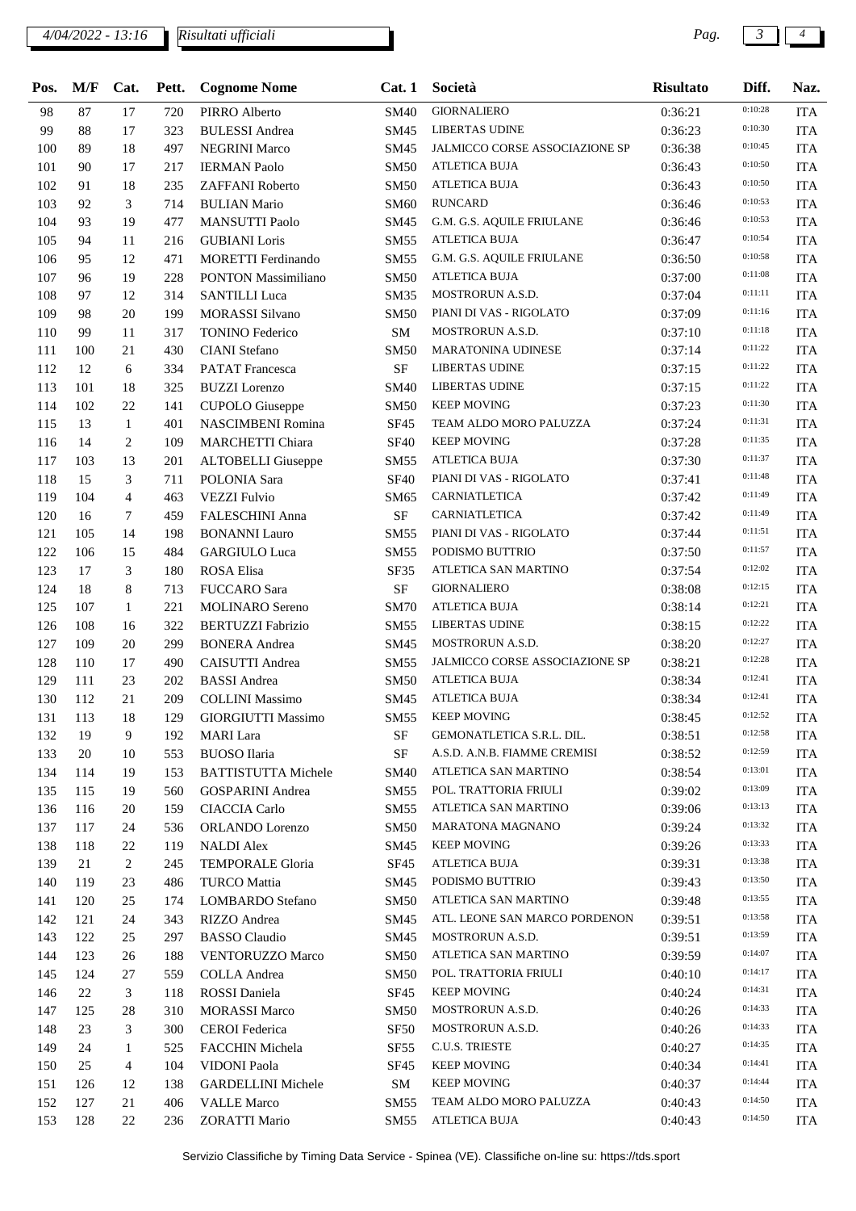| Pos. | M/F | Cat. | Pett. | Cognome Nome | Cat. 1 | Società | Risultato | Diff. | Naz. |
|---|---|---|---|---|---|---|---|---|---|
| 98 | 87 | 17 | 720 | PIRRO Alberto | SM40 | GIORNALIERO | 0:36:21 | 0:10:28 | ITA |
| 99 | 88 | 17 | 323 | BULESSI Andrea | SM45 | LIBERTAS UDINE | 0:36:23 | 0:10:30 | ITA |
| 100 | 89 | 18 | 497 | NEGRINI Marco | SM45 | JALMICCO CORSE ASSOCIAZIONE SP | 0:36:38 | 0:10:45 | ITA |
| 101 | 90 | 17 | 217 | IERMAN Paolo | SM50 | ATLETICA BUJA | 0:36:43 | 0:10:50 | ITA |
| 102 | 91 | 18 | 235 | ZAFFANI Roberto | SM50 | ATLETICA BUJA | 0:36:43 | 0:10:50 | ITA |
| 103 | 92 | 3 | 714 | BULIAN Mario | SM60 | RUNCARD | 0:36:46 | 0:10:53 | ITA |
| 104 | 93 | 19 | 477 | MANSUTTI Paolo | SM45 | G.M. G.S. AQUILE FRIULANE | 0:36:46 | 0:10:53 | ITA |
| 105 | 94 | 11 | 216 | GUBIANI Loris | SM55 | ATLETICA BUJA | 0:36:47 | 0:10:54 | ITA |
| 106 | 95 | 12 | 471 | MORETTI Ferdinando | SM55 | G.M. G.S. AQUILE FRIULANE | 0:36:50 | 0:10:58 | ITA |
| 107 | 96 | 19 | 228 | PONTON Massimiliano | SM50 | ATLETICA BUJA | 0:37:00 | 0:11:08 | ITA |
| 108 | 97 | 12 | 314 | SANTILLI Luca | SM35 | MOSTRORUN A.S.D. | 0:37:04 | 0:11:11 | ITA |
| 109 | 98 | 20 | 199 | MORASSI Silvano | SM50 | PIANI DI VAS - RIGOLATO | 0:37:09 | 0:11:16 | ITA |
| 110 | 99 | 11 | 317 | TONINO Federico | SM | MOSTRORUN A.S.D. | 0:37:10 | 0:11:18 | ITA |
| 111 | 100 | 21 | 430 | CIANI Stefano | SM50 | MARATONINA UDINESE | 0:37:14 | 0:11:22 | ITA |
| 112 | 12 | 6 | 334 | PATAT Francesca | SF | LIBERTAS UDINE | 0:37:15 | 0:11:22 | ITA |
| 113 | 101 | 18 | 325 | BUZZI Lorenzo | SM40 | LIBERTAS UDINE | 0:37:15 | 0:11:22 | ITA |
| 114 | 102 | 22 | 141 | CUPOLO Giuseppe | SM50 | KEEP MOVING | 0:37:23 | 0:11:30 | ITA |
| 115 | 13 | 1 | 401 | NASCIMBENI Romina | SF45 | TEAM ALDO MORO PALUZZA | 0:37:24 | 0:11:31 | ITA |
| 116 | 14 | 2 | 109 | MARCHETTI Chiara | SF40 | KEEP MOVING | 0:37:28 | 0:11:35 | ITA |
| 117 | 103 | 13 | 201 | ALTOBELLI Giuseppe | SM55 | ATLETICA BUJA | 0:37:30 | 0:11:37 | ITA |
| 118 | 15 | 3 | 711 | POLONIA Sara | SF40 | PIANI DI VAS - RIGOLATO | 0:37:41 | 0:11:48 | ITA |
| 119 | 104 | 4 | 463 | VEZZI Fulvio | SM65 | CARNIATLETICA | 0:37:42 | 0:11:49 | ITA |
| 120 | 16 | 7 | 459 | FALESCHINI Anna | SF | CARNIATLETICA | 0:37:42 | 0:11:49 | ITA |
| 121 | 105 | 14 | 198 | BONANNI Lauro | SM55 | PIANI DI VAS - RIGOLATO | 0:37:44 | 0:11:51 | ITA |
| 122 | 106 | 15 | 484 | GARGIULO Luca | SM55 | PODISMO BUTTRIO | 0:37:50 | 0:11:57 | ITA |
| 123 | 17 | 3 | 180 | ROSA Elisa | SF35 | ATLETICA SAN MARTINO | 0:37:54 | 0:12:02 | ITA |
| 124 | 18 | 8 | 713 | FUCCARO Sara | SF | GIORNALIERO | 0:38:08 | 0:12:15 | ITA |
| 125 | 107 | 1 | 221 | MOLINARO Sereno | SM70 | ATLETICA BUJA | 0:38:14 | 0:12:21 | ITA |
| 126 | 108 | 16 | 322 | BERTUZZI Fabrizio | SM55 | LIBERTAS UDINE | 0:38:15 | 0:12:22 | ITA |
| 127 | 109 | 20 | 299 | BONERA Andrea | SM45 | MOSTRORUN A.S.D. | 0:38:20 | 0:12:27 | ITA |
| 128 | 110 | 17 | 490 | CAISUTTI Andrea | SM55 | JALMICCO CORSE ASSOCIAZIONE SP | 0:38:21 | 0:12:28 | ITA |
| 129 | 111 | 23 | 202 | BASSI Andrea | SM50 | ATLETICA BUJA | 0:38:34 | 0:12:41 | ITA |
| 130 | 112 | 21 | 209 | COLLINI Massimo | SM45 | ATLETICA BUJA | 0:38:34 | 0:12:41 | ITA |
| 131 | 113 | 18 | 129 | GIORGIUTTI Massimo | SM55 | KEEP MOVING | 0:38:45 | 0:12:52 | ITA |
| 132 | 19 | 9 | 192 | MARI Lara | SF | GEMONATLETICA S.R.L. DIL. | 0:38:51 | 0:12:58 | ITA |
| 133 | 20 | 10 | 553 | BUOSO Ilaria | SF | A.S.D. A.N.B. FIAMME CREMISI | 0:38:52 | 0:12:59 | ITA |
| 134 | 114 | 19 | 153 | BATTISTUTTA Michele | SM40 | ATLETICA SAN MARTINO | 0:38:54 | 0:13:01 | ITA |
| 135 | 115 | 19 | 560 | GOSPARINI Andrea | SM55 | POL. TRATTORIA FRIULI | 0:39:02 | 0:13:09 | ITA |
| 136 | 116 | 20 | 159 | CIACCIA Carlo | SM55 | ATLETICA SAN MARTINO | 0:39:06 | 0:13:13 | ITA |
| 137 | 117 | 24 | 536 | ORLANDO Lorenzo | SM50 | MARATONA MAGNANO | 0:39:24 | 0:13:32 | ITA |
| 138 | 118 | 22 | 119 | NALDI Alex | SM45 | KEEP MOVING | 0:39:26 | 0:13:33 | ITA |
| 139 | 21 | 2 | 245 | TEMPORALE Gloria | SF45 | ATLETICA BUJA | 0:39:31 | 0:13:38 | ITA |
| 140 | 119 | 23 | 486 | TURCO Mattia | SM45 | PODISMO BUTTRIO | 0:39:43 | 0:13:50 | ITA |
| 141 | 120 | 25 | 174 | LOMBARDO Stefano | SM50 | ATLETICA SAN MARTINO | 0:39:48 | 0:13:55 | ITA |
| 142 | 121 | 24 | 343 | RIZZO Andrea | SM45 | ATL. LEONE SAN MARCO PORDENON | 0:39:51 | 0:13:58 | ITA |
| 143 | 122 | 25 | 297 | BASSO Claudio | SM45 | MOSTRORUN A.S.D. | 0:39:51 | 0:13:59 | ITA |
| 144 | 123 | 26 | 188 | VENTORUZZO Marco | SM50 | ATLETICA SAN MARTINO | 0:39:59 | 0:14:07 | ITA |
| 145 | 124 | 27 | 559 | COLLA Andrea | SM50 | POL. TRATTORIA FRIULI | 0:40:10 | 0:14:17 | ITA |
| 146 | 22 | 3 | 118 | ROSSI Daniela | SF45 | KEEP MOVING | 0:40:24 | 0:14:31 | ITA |
| 147 | 125 | 28 | 310 | MORASSI Marco | SM50 | MOSTRORUN A.S.D. | 0:40:26 | 0:14:33 | ITA |
| 148 | 23 | 3 | 300 | CEROI Federica | SF50 | MOSTRORUN A.S.D. | 0:40:26 | 0:14:33 | ITA |
| 149 | 24 | 1 | 525 | FACCHIN Michela | SF55 | C.U.S. TRIESTE | 0:40:27 | 0:14:35 | ITA |
| 150 | 25 | 4 | 104 | VIDONI Paola | SF45 | KEEP MOVING | 0:40:34 | 0:14:41 | ITA |
| 151 | 126 | 12 | 138 | GARDELLINI Michele | SM | KEEP MOVING | 0:40:37 | 0:14:44 | ITA |
| 152 | 127 | 21 | 406 | VALLE Marco | SM55 | TEAM ALDO MORO PALUZZA | 0:40:43 | 0:14:50 | ITA |
| 153 | 128 | 22 | 236 | ZORATTI Mario | SM55 | ATLETICA BUJA | 0:40:43 | 0:14:50 | ITA |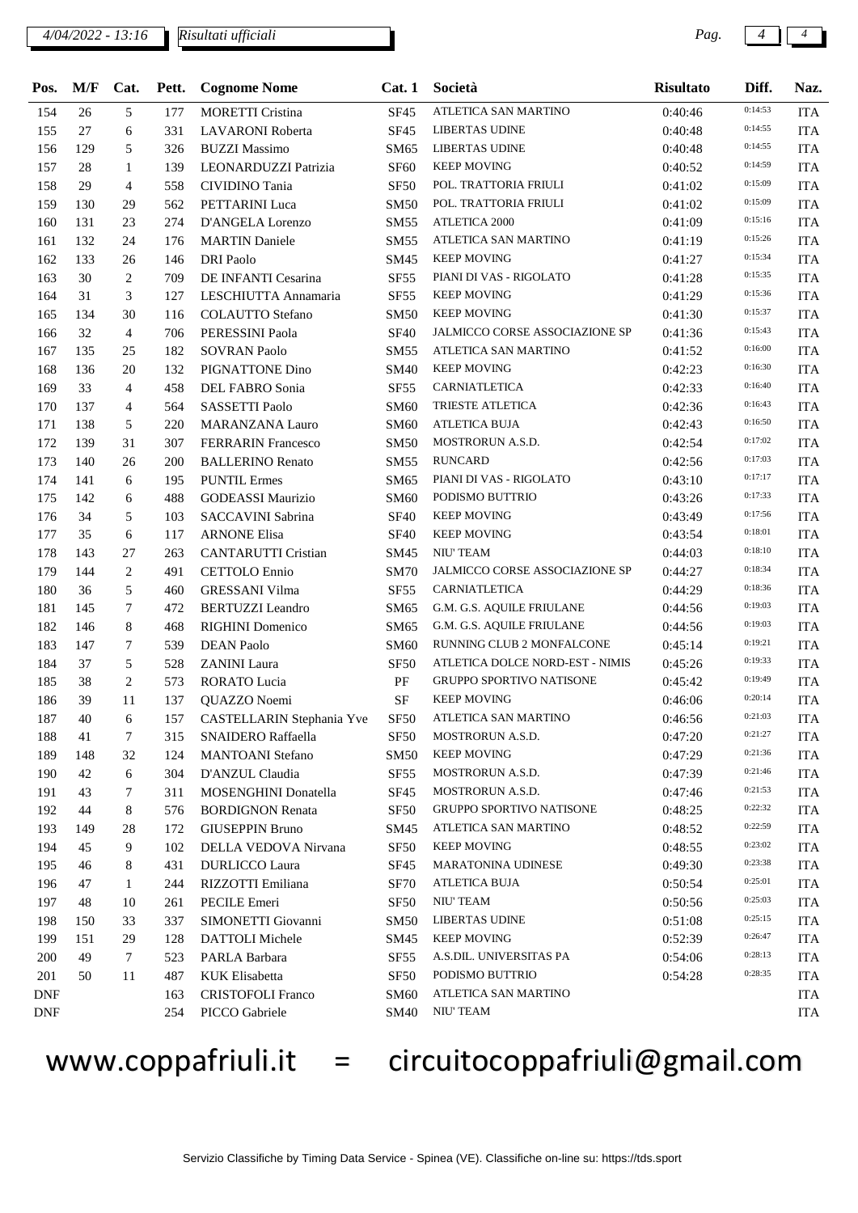| Pos. | M/F | Cat. | Pett. | Cognome Nome | Cat. 1 | Società | Risultato | Diff. | Naz. |
|---|---|---|---|---|---|---|---|---|---|
| 154 | 26 | 5 | 177 | MORETTI Cristina | SF45 | ATLETICA SAN MARTINO | 0:40:46 | 0:14:53 | ITA |
| 155 | 27 | 6 | 331 | LAVARONI Roberta | SF45 | LIBERTAS UDINE | 0:40:48 | 0:14:55 | ITA |
| 156 | 129 | 5 | 326 | BUZZI Massimo | SM65 | LIBERTAS UDINE | 0:40:48 | 0:14:55 | ITA |
| 157 | 28 | 1 | 139 | LEONARDUZZI Patrizia | SF60 | KEEP MOVING | 0:40:52 | 0:14:59 | ITA |
| 158 | 29 | 4 | 558 | CIVIDINO Tania | SF50 | POL. TRATTORIA FRIULI | 0:41:02 | 0:15:09 | ITA |
| 159 | 130 | 29 | 562 | PETTARINI Luca | SM50 | POL. TRATTORIA FRIULI | 0:41:02 | 0:15:09 | ITA |
| 160 | 131 | 23 | 274 | D'ANGELA Lorenzo | SM55 | ATLETICA 2000 | 0:41:09 | 0:15:16 | ITA |
| 161 | 132 | 24 | 176 | MARTIN Daniele | SM55 | ATLETICA SAN MARTINO | 0:41:19 | 0:15:26 | ITA |
| 162 | 133 | 26 | 146 | DRI Paolo | SM45 | KEEP MOVING | 0:41:27 | 0:15:34 | ITA |
| 163 | 30 | 2 | 709 | DE INFANTI Cesarina | SF55 | PIANI DI VAS - RIGOLATO | 0:41:28 | 0:15:35 | ITA |
| 164 | 31 | 3 | 127 | LESCHIUTTA Annamaria | SF55 | KEEP MOVING | 0:41:29 | 0:15:36 | ITA |
| 165 | 134 | 30 | 116 | COLAUTTO Stefano | SM50 | KEEP MOVING | 0:41:30 | 0:15:37 | ITA |
| 166 | 32 | 4 | 706 | PERESSINI Paola | SF40 | JALMICCO CORSE ASSOCIAZIONE SP | 0:41:36 | 0:15:43 | ITA |
| 167 | 135 | 25 | 182 | SOVRAN Paolo | SM55 | ATLETICA SAN MARTINO | 0:41:52 | 0:16:00 | ITA |
| 168 | 136 | 20 | 132 | PIGNATTONE Dino | SM40 | KEEP MOVING | 0:42:23 | 0:16:30 | ITA |
| 169 | 33 | 4 | 458 | DEL FABRO Sonia | SF55 | CARNIATLETICA | 0:42:33 | 0:16:40 | ITA |
| 170 | 137 | 4 | 564 | SASSETTI Paolo | SM60 | TRIESTE ATLETICA | 0:42:36 | 0:16:43 | ITA |
| 171 | 138 | 5 | 220 | MARANZANA Lauro | SM60 | ATLETICA BUJA | 0:42:43 | 0:16:50 | ITA |
| 172 | 139 | 31 | 307 | FERRARIN Francesco | SM50 | MOSTRORUN A.S.D. | 0:42:54 | 0:17:02 | ITA |
| 173 | 140 | 26 | 200 | BALLERINO Renato | SM55 | RUNCARD | 0:42:56 | 0:17:03 | ITA |
| 174 | 141 | 6 | 195 | PUNTIL Ermes | SM65 | PIANI DI VAS - RIGOLATO | 0:43:10 | 0:17:17 | ITA |
| 175 | 142 | 6 | 488 | GODEASSI Maurizio | SM60 | PODISMO BUTTRIO | 0:43:26 | 0:17:33 | ITA |
| 176 | 34 | 5 | 103 | SACCAVINI Sabrina | SF40 | KEEP MOVING | 0:43:49 | 0:17:56 | ITA |
| 177 | 35 | 6 | 117 | ARNONE Elisa | SF40 | KEEP MOVING | 0:43:54 | 0:18:01 | ITA |
| 178 | 143 | 27 | 263 | CANTARUTTI Cristian | SM45 | NIU' TEAM | 0:44:03 | 0:18:10 | ITA |
| 179 | 144 | 2 | 491 | CETTOLO Ennio | SM70 | JALMICCO CORSE ASSOCIAZIONE SP | 0:44:27 | 0:18:34 | ITA |
| 180 | 36 | 5 | 460 | GRESSANI Vilma | SF55 | CARNIATLETICA | 0:44:29 | 0:18:36 | ITA |
| 181 | 145 | 7 | 472 | BERTUZZI Leandro | SM65 | G.M. G.S. AQUILE FRIULANE | 0:44:56 | 0:19:03 | ITA |
| 182 | 146 | 8 | 468 | RIGHINI Domenico | SM65 | G.M. G.S. AQUILE FRIULANE | 0:44:56 | 0:19:03 | ITA |
| 183 | 147 | 7 | 539 | DEAN Paolo | SM60 | RUNNING CLUB 2 MONFALCONE | 0:45:14 | 0:19:21 | ITA |
| 184 | 37 | 5 | 528 | ZANINI Laura | SF50 | ATLETICA DOLCE NORD-EST - NIMIS | 0:45:26 | 0:19:33 | ITA |
| 185 | 38 | 2 | 573 | RORATO Lucia | PF | GRUPPO SPORTIVO NATISONE | 0:45:42 | 0:19:49 | ITA |
| 186 | 39 | 11 | 137 | QUAZZO Noemi | SF | KEEP MOVING | 0:46:06 | 0:20:14 | ITA |
| 187 | 40 | 6 | 157 | CASTELLARIN Stephania Yve | SF50 | ATLETICA SAN MARTINO | 0:46:56 | 0:21:03 | ITA |
| 188 | 41 | 7 | 315 | SNAIDERO Raffaella | SF50 | MOSTRORUN A.S.D. | 0:47:20 | 0:21:27 | ITA |
| 189 | 148 | 32 | 124 | MANTOANI Stefano | SM50 | KEEP MOVING | 0:47:29 | 0:21:36 | ITA |
| 190 | 42 | 6 | 304 | D'ANZUL Claudia | SF55 | MOSTRORUN A.S.D. | 0:47:39 | 0:21:46 | ITA |
| 191 | 43 | 7 | 311 | MOSENGHINI Donatella | SF45 | MOSTRORUN A.S.D. | 0:47:46 | 0:21:53 | ITA |
| 192 | 44 | 8 | 576 | BORDIGNON Renata | SF50 | GRUPPO SPORTIVO NATISONE | 0:48:25 | 0:22:32 | ITA |
| 193 | 149 | 28 | 172 | GIUSEPPIN Bruno | SM45 | ATLETICA SAN MARTINO | 0:48:52 | 0:22:59 | ITA |
| 194 | 45 | 9 | 102 | DELLA VEDOVA Nirvana | SF50 | KEEP MOVING | 0:48:55 | 0:23:02 | ITA |
| 195 | 46 | 8 | 431 | DURLICCO Laura | SF45 | MARATONINA UDINESE | 0:49:30 | 0:23:38 | ITA |
| 196 | 47 | 1 | 244 | RIZZOTTI Emiliana | SF70 | ATLETICA BUJA | 0:50:54 | 0:25:01 | ITA |
| 197 | 48 | 10 | 261 | PECILE Emeri | SF50 | NIU' TEAM | 0:50:56 | 0:25:03 | ITA |
| 198 | 150 | 33 | 337 | SIMONETTI Giovanni | SM50 | LIBERTAS UDINE | 0:51:08 | 0:25:15 | ITA |
| 199 | 151 | 29 | 128 | DATTOLI Michele | SM45 | KEEP MOVING | 0:52:39 | 0:26:47 | ITA |
| 200 | 49 | 7 | 523 | PARLA Barbara | SF55 | A.S.DIL. UNIVERSITAS PA | 0:54:06 | 0:28:13 | ITA |
| 201 | 50 | 11 | 487 | KUK Elisabetta | SF50 | PODISMO BUTTRIO | 0:54:28 | 0:28:35 | ITA |
| DNF | | | 163 | CRISTOFOLI Franco | SM60 | ATLETICA SAN MARTINO | | | ITA |
| DNF | | | 254 | PICCO Gabriele | SM40 | NIU' TEAM | | | ITA |

www.coppafriuli.it = circuitocoppafriuli@gmail.com

Servizio Classifiche by Timing Data Service - Spinea (VE). Classifiche on-line su: https://tds.sport